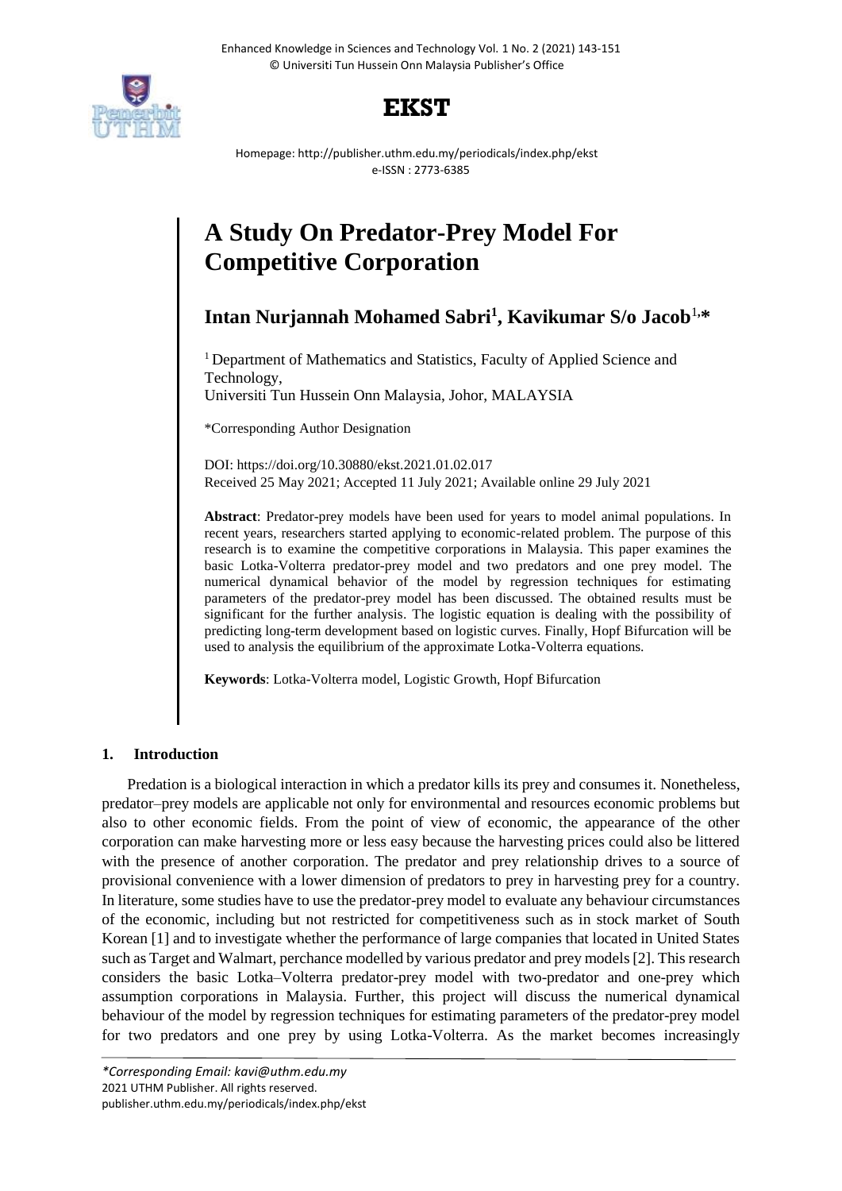# EKST

Homepage: http://publisher.uthm.edu.my/periodicals/index.php/ekst
e-ISSN : 2773-6385

# A Study On Predator-Prey Model For Competitive Corporation

**Intan Nurjannah Mohamed Sabri[1], Kavikumar S/o Jacob[1,*]**

[1] Department of Mathematics and Statistics, Faculty of Applied Science and Technology,
Universiti Tun Hussein Onn Malaysia, Johor, MALAYSIA

*Corresponding Author Designation

DOI: https://doi.org/10.30880/ekst.2021.01.02.017
Received 25 May 2021; Accepted 11 July 2021; Available online 29 July 2021

**Abstract**: Predator-prey models have been used for years to model animal populations. In recent years, researchers started applying to economic-related problem. The purpose of this research is to examine the competitive corporations in Malaysia. This paper examines the basic Lotka-Volterra predator-prey model and two predators and one prey model. The numerical dynamical behavior of the model by regression techniques for estimating parameters of the predator-prey model has been discussed. The obtained results must be significant for the further analysis. The logistic equation is dealing with the possibility of predicting long-term development based on logistic curves. Finally, Hopf Bifurcation will be used to analysis the equilibrium of the approximate Lotka-Volterra equations.

**Keywords**: Lotka-Volterra model, Logistic Growth, Hopf Bifurcation

## 1. Introduction

Predation is a biological interaction in which a predator kills its prey and consumes it. Nonetheless, predator–prey models are applicable not only for environmental and resources economic problems but also to other economic fields. From the point of view of economic, the appearance of the other corporation can make harvesting more or less easy because the harvesting prices could also be littered with the presence of another corporation. The predator and prey relationship drives to a source of provisional convenience with a lower dimension of predators to prey in harvesting prey for a country. In literature, some studies have to use the predator-prey model to evaluate any behaviour circumstances of the economic, including but not restricted for competitiveness such as in stock market of South Korean [1] and to investigate whether the performance of large companies that located in United States such as Target and Walmart, perchance modelled by various predator and prey models [2]. This research considers the basic Lotka–Volterra predator-prey model with two-predator and one-prey which assumption corporations in Malaysia. Further, this project will discuss the numerical dynamical behaviour of the model by regression techniques for estimating parameters of the predator-prey model for two predators and one prey by using Lotka-Volterra. As the market becomes increasingly

*Corresponding Email: kavi@uthm.edu.my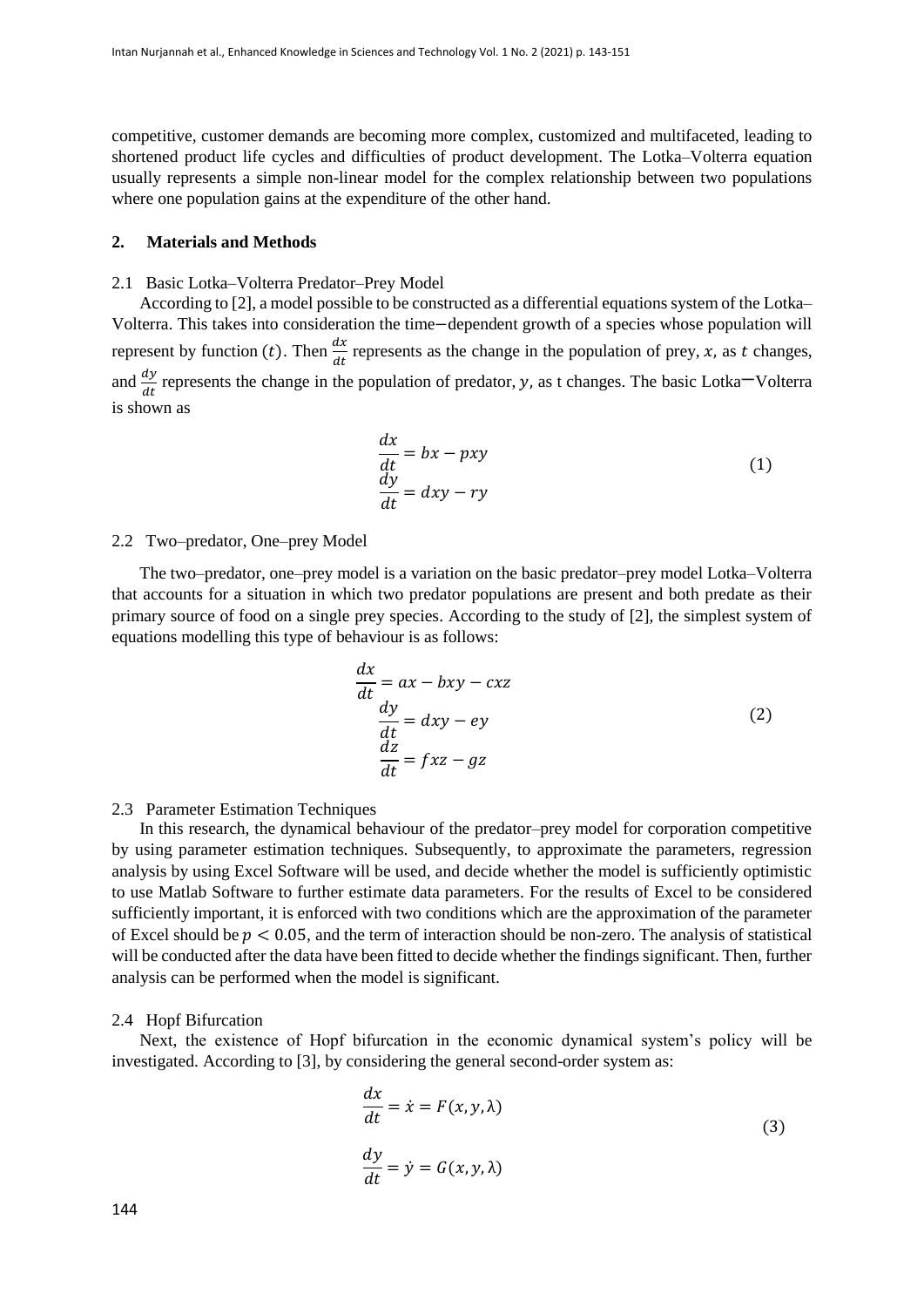competitive, customer demands are becoming more complex, customized and multifaceted, leading to shortened product life cycles and difficulties of product development. The Lotka–Volterra equation usually represents a simple non-linear model for the complex relationship between two populations where one population gains at the expenditure of the other hand.

## 2. Materials and Methods

### 2.1 Basic Lotka–Volterra Predator–Prey Model

According to [2], a model possible to be constructed as a differential equations system of the Lotka–Volterra. This takes into consideration the time–dependent growth of a species whose population will represent by function $(t)$. Then $\frac{dx}{dt}$ represents as the change in the population of prey, $x$, as $t$ changes, and $\frac{dy}{dt}$ represents the change in the population of predator, $y$, as t changes. The basic Lotka–Volterra is shown as

$$\begin{aligned} \frac{dx}{dt} &= bx - pxy \\ \frac{dy}{dt} &= dxy - ry \end{aligned} \tag{1}$$

### 2.2 Two–predator, One–prey Model

The two–predator, one–prey model is a variation on the basic predator–prey model Lotka–Volterra that accounts for a situation in which two predator populations are present and both predate as their primary source of food on a single prey species. According to the study of [2], the simplest system of equations modelling this type of behaviour is as follows:

$$\begin{aligned} \frac{dx}{dt} &= ax - bxy - cxz \\ \frac{dy}{dt} &= dxy - ey \\ \frac{dz}{dt} &= fxz - gz \end{aligned} \tag{2}$$

### 2.3 Parameter Estimation Techniques

In this research, the dynamical behaviour of the predator–prey model for corporation competitive by using parameter estimation techniques. Subsequently, to approximate the parameters, regression analysis by using Excel Software will be used, and decide whether the model is sufficiently optimistic to use Matlab Software to further estimate data parameters. For the results of Excel to be considered sufficiently important, it is enforced with two conditions which are the approximation of the parameter of Excel should be $p < 0.05$, and the term of interaction should be non-zero. The analysis of statistical will be conducted after the data have been fitted to decide whether the findings significant. Then, further analysis can be performed when the model is significant.

### 2.4 Hopf Bifurcation

Next, the existence of Hopf bifurcation in the economic dynamical system's policy will be investigated. According to [3], by considering the general second-order system as:

$$\begin{aligned} \frac{dx}{dt} &= \dot{x} = F(x, y, \lambda) \\ \frac{dy}{dt} &= \dot{y} = G(x, y, \lambda) \end{aligned} \tag{3}$$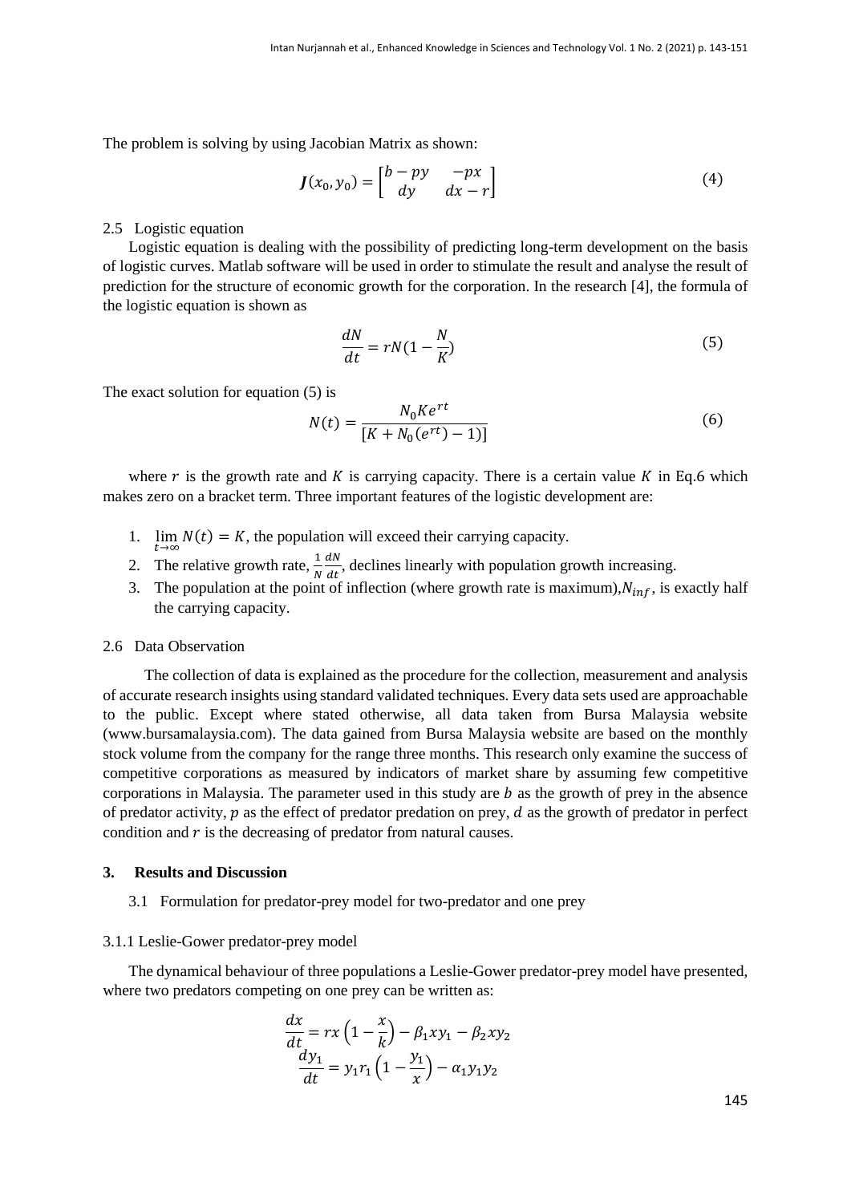The problem is solving by using Jacobian Matrix as shown:

$$\boldsymbol{J}(x_0, y_0) = \begin{bmatrix} b - py & -px \\ dy & dx - r \end{bmatrix} \tag{4}$$

2.5 Logistic equation

Logistic equation is dealing with the possibility of predicting long-term development on the basis of logistic curves. Matlab software will be used in order to stimulate the result and analyse the result of prediction for the structure of economic growth for the corporation. In the research [4], the formula of the logistic equation is shown as

$$\frac{dN}{dt} = rN(1 - \frac{N}{K}) \tag{5}$$

The exact solution for equation (5) is

$$N(t) = \frac{N_0 K e^{rt}}{[K + N_0(e^{rt}) - 1)]} \tag{6}$$

where $r$ is the growth rate and $K$ is carrying capacity. There is a certain value $K$ in Eq.6 which makes zero on a bracket term. Three important features of the logistic development are:

1. $\lim_{t \to \infty} N(t) = K$, the population will exceed their carrying capacity.
2. The relative growth rate, $\frac{1}{N}\frac{dN}{dt}$, declines linearly with population growth increasing.
3. The population at the point of inflection (where growth rate is maximum),$N_{inf}$, is exactly half the carrying capacity.

2.6 Data Observation

The collection of data is explained as the procedure for the collection, measurement and analysis of accurate research insights using standard validated techniques. Every data sets used are approachable to the public. Except where stated otherwise, all data taken from Bursa Malaysia website (www.bursamalaysia.com). The data gained from Bursa Malaysia website are based on the monthly stock volume from the company for the range three months. This research only examine the success of competitive corporations as measured by indicators of market share by assuming few competitive corporations in Malaysia. The parameter used in this study are $b$ as the growth of prey in the absence of predator activity, $p$ as the effect of predator predation on prey, $d$ as the growth of predator in perfect condition and $r$ is the decreasing of predator from natural causes.

## 3. Results and Discussion

3.1 Formulation for predator-prey model for two-predator and one prey

3.1.1 Leslie-Gower predator-prey model

The dynamical behaviour of three populations a Leslie-Gower predator-prey model have presented, where two predators competing on one prey can be written as:

$$\frac{dx}{dt} = rx\left(1 - \frac{x}{k}\right) - \beta_1 x y_1 - \beta_2 x y_2$$
$$\frac{dy_1}{dt} = y_1 r_1 \left(1 - \frac{y_1}{x}\right) - \alpha_1 y_1 y_2$$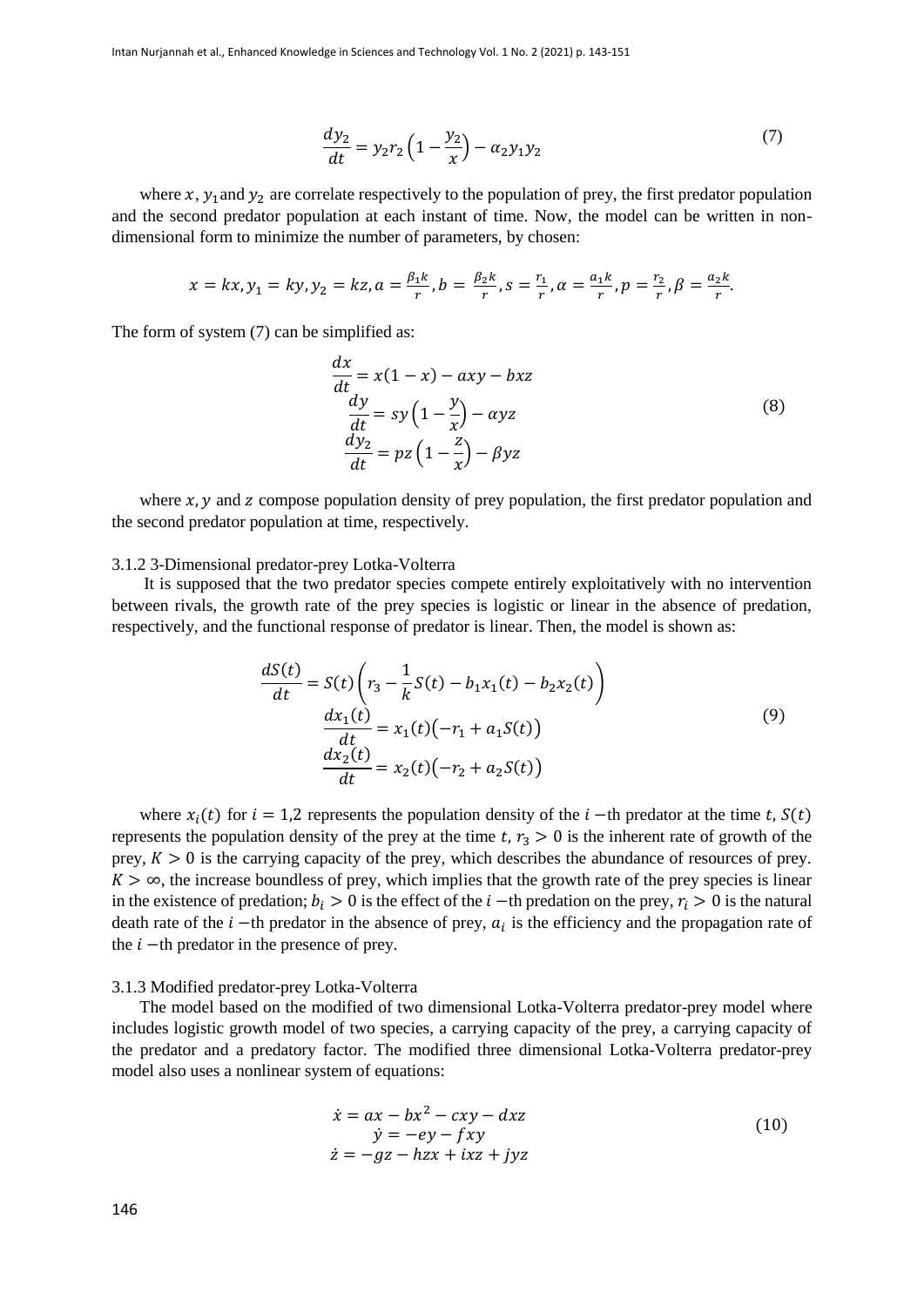$$\frac{dy_2}{dt} = y_2 r_2 \left(1 - \frac{y_2}{x}\right) - \alpha_2 y_1 y_2 \tag{7}$$

where $x$, $y_1$ and $y_2$ are correlate respectively to the population of prey, the first predator population and the second predator population at each instant of time. Now, the model can be written in non-dimensional form to minimize the number of parameters, by chosen:

$$x = kx, y_1 = ky, y_2 = kz, a = \frac{\beta_1 k}{r}, b = \frac{\beta_2 k}{r}, s = \frac{r_1}{r}, \alpha = \frac{a_1 k}{r}, p = \frac{r_2}{r}, \beta = \frac{a_2 k}{r}.$$

The form of system (7) can be simplified as:

$$\begin{aligned} \frac{dx}{dt} &= x(1 - x) - axy - bxz \\ \frac{dy}{dt} &= sy\left(1 - \frac{y}{x}\right) - \alpha yz \\ \frac{dy_2}{dt} &= pz\left(1 - \frac{z}{x}\right) - \beta yz \end{aligned} \tag{8}$$

where $x, y$ and $z$ compose population density of prey population, the first predator population and the second predator population at time, respectively.

3.1.2 3-Dimensional predator-prey Lotka-Volterra

It is supposed that the two predator species compete entirely exploitatively with no intervention between rivals, the growth rate of the prey species is logistic or linear in the absence of predation, respectively, and the functional response of predator is linear. Then, the model is shown as:

$$\begin{aligned} \frac{dS(t)}{dt} &= S(t)\left(r_3 - \frac{1}{k}S(t) - b_1 x_1(t) - b_2 x_2(t)\right) \\ \frac{dx_1(t)}{dt} &= x_1(t)\left(-r_1 + a_1 S(t)\right) \\ \frac{dx_2(t)}{dt} &= x_2(t)\left(-r_2 + a_2 S(t)\right) \end{aligned} \tag{9}$$

where $x_i(t)$ for $i = 1,2$ represents the population density of the $i$ −th predator at the time $t$, $S(t)$ represents the population density of the prey at the time $t$, $r_3 > 0$ is the inherent rate of growth of the prey, $K > 0$ is the carrying capacity of the prey, which describes the abundance of resources of prey. $K > \infty$, the increase boundless of prey, which implies that the growth rate of the prey species is linear in the existence of predation; $b_i > 0$ is the effect of the $i$ −th predation on the prey, $r_i > 0$ is the natural death rate of the $i$ −th predator in the absence of prey, $a_i$ is the efficiency and the propagation rate of the $i$ −th predator in the presence of prey.

3.1.3 Modified predator-prey Lotka-Volterra

The model based on the modified of two dimensional Lotka-Volterra predator-prey model where includes logistic growth model of two species, a carrying capacity of the prey, a carrying capacity of the predator and a predatory factor. The modified three dimensional Lotka-Volterra predator-prey model also uses a nonlinear system of equations:

$$\begin{aligned} \dot{x} &= ax - bx^2 - cxy - dxz \\ \dot{y} &= -ey - fxy \\ \dot{z} &= -gz - hzx + ixz + jyz \end{aligned} \tag{10}$$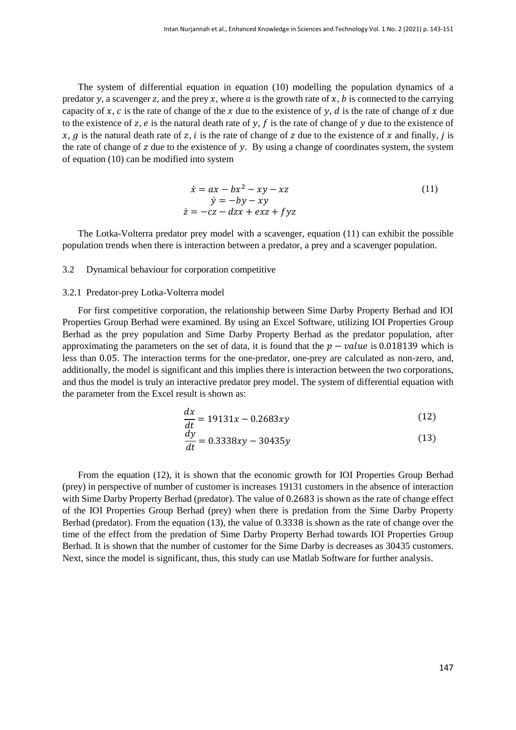The system of differential equation in equation (10) modelling the population dynamics of a predator $y$, a scavenger $z$, and the prey $x$, where $a$ is the growth rate of $x$, $b$ is connected to the carrying capacity of $x$, $c$ is the rate of change of the $x$ due to the existence of $y$, $d$ is the rate of change of $x$ due to the existence of $z$, $e$ is the natural death rate of $y$, $f$ is the rate of change of $y$ due to the existence of $x$, $g$ is the natural death rate of $z$, $i$ is the rate of change of $z$ due to the existence of $x$ and finally, $j$ is the rate of change of $z$ due to the existence of $y$. By using a change of coordinates system, the system of equation (10) can be modified into system

$$\begin{gathered}\dot{x} = ax - bx^2 - xy - xz \\ \dot{y} = -by - xy \\ \dot{z} = -cz - dzx + exz + fyz\end{gathered} \tag{11}$$

The Lotka-Volterra predator prey model with a scavenger, equation (11) can exhibit the possible population trends when there is interaction between a predator, a prey and a scavenger population.

### 3.2 Dynamical behaviour for corporation competitive

#### 3.2.1 Predator-prey Lotka-Volterra model

For first competitive corporation, the relationship between Sime Darby Property Berhad and IOI Properties Group Berhad were examined. By using an Excel Software, utilizing IOI Properties Group Berhad as the prey population and Sime Darby Property Berhad as the predator population, after approximating the parameters on the set of data, it is found that the $p - value$ is 0.018139 which is less than 0.05. The interaction terms for the one-predator, one-prey are calculated as non-zero, and, additionally, the model is significant and this implies there is interaction between the two corporations, and thus the model is truly an interactive predator prey model. The system of differential equation with the parameter from the Excel result is shown as:

$$\frac{dx}{dt} = 19131x - 0.2683xy \tag{12}$$

$$\frac{dy}{dt} = 0.3338xy - 30435y \tag{13}$$

From the equation (12), it is shown that the economic growth for IOI Properties Group Berhad (prey) in perspective of number of customer is increases 19131 customers in the absence of interaction with Sime Darby Property Berhad (predator). The value of 0.2683 is shown as the rate of change effect of the IOI Properties Group Berhad (prey) when there is predation from the Sime Darby Property Berhad (predator). From the equation (13), the value of 0.3338 is shown as the rate of change over the time of the effect from the predation of Sime Darby Property Berhad towards IOI Properties Group Berhad. It is shown that the number of customer for the Sime Darby is decreases as 30435 customers. Next, since the model is significant, thus, this study can use Matlab Software for further analysis.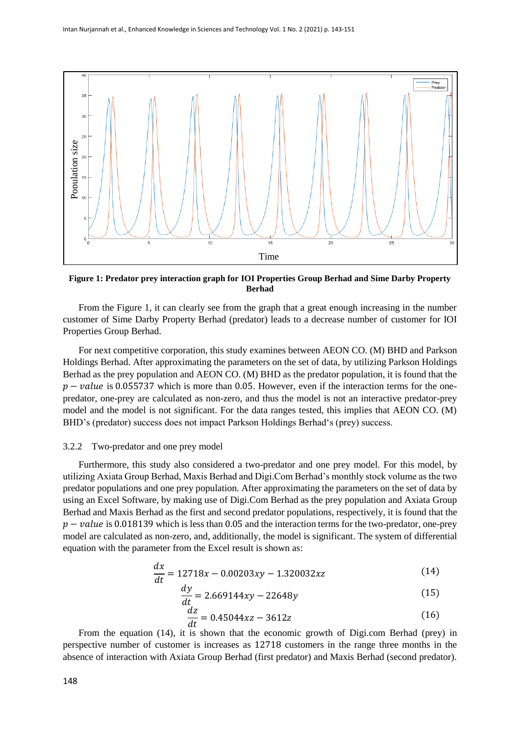**Figure 1: Predator prey interaction graph for IOI Properties Group Berhad and Sime Darby Property Berhad**

From the Figure 1, it can clearly see from the graph that a great enough increasing in the number customer of Sime Darby Property Berhad (predator) leads to a decrease number of customer for IOI Properties Group Berhad.

For next competitive corporation, this study examines between AEON CO. (M) BHD and Parkson Holdings Berhad. After approximating the parameters on the set of data, by utilizing Parkson Holdings Berhad as the prey population and AEON CO. (M) BHD as the predator population, it is found that the $p-value$ is 0.055737 which is more than 0.05. However, even if the interaction terms for the one-predator, one-prey are calculated as non-zero, and thus the model is not an interactive predator-prey model and the model is not significant. For the data ranges tested, this implies that AEON CO. (M) BHD's (predator) success does not impact Parkson Holdings Berhad's (prey) success.

### 3.2.2 Two-predator and one prey model

Furthermore, this study also considered a two-predator and one prey model. For this model, by utilizing Axiata Group Berhad, Maxis Berhad and Digi.Com Berhad's monthly stock volume as the two predator populations and one prey population. After approximating the parameters on the set of data by using an Excel Software, by making use of Digi.Com Berhad as the prey population and Axiata Group Berhad and Maxis Berhad as the first and second predator populations, respectively, it is found that the $p-value$ is 0.018139 which is less than 0.05 and the interaction terms for the two-predator, one-prey model are calculated as non-zero, and, additionally, the model is significant. The system of differential equation with the parameter from the Excel result is shown as:

$$\frac{dx}{dt} = 12718x - 0.00203xy - 1.320032xz \tag{14}$$

$$\frac{dy}{dt} = 2.669144xy - 22648y \tag{15}$$

$$\frac{dz}{dt} = 0.45044xz - 3612z \tag{16}$$

From the equation (14), it is shown that the economic growth of Digi.com Berhad (prey) in perspective number of customer is increases as 12718 customers in the range three months in the absence of interaction with Axiata Group Berhad (first predator) and Maxis Berhad (second predator).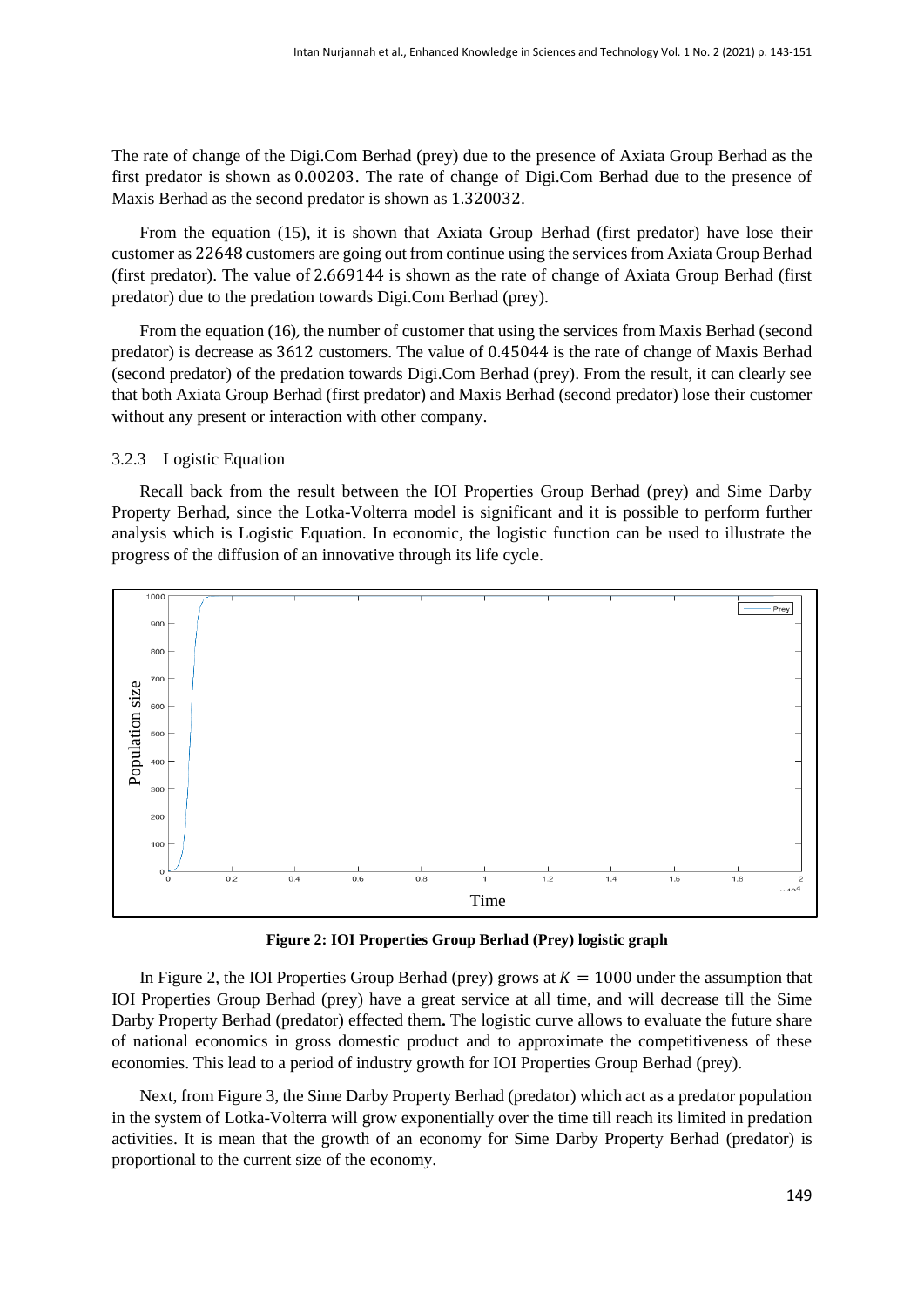The rate of change of the Digi.Com Berhad (prey) due to the presence of Axiata Group Berhad as the first predator is shown as 0.00203. The rate of change of Digi.Com Berhad due to the presence of Maxis Berhad as the second predator is shown as 1.320032.

From the equation (15), it is shown that Axiata Group Berhad (first predator) have lose their customer as 22648 customers are going out from continue using the services from Axiata Group Berhad (first predator). The value of 2.669144 is shown as the rate of change of Axiata Group Berhad (first predator) due to the predation towards Digi.Com Berhad (prey).

From the equation (16), the number of customer that using the services from Maxis Berhad (second predator) is decrease as 3612 customers. The value of 0.45044 is the rate of change of Maxis Berhad (second predator) of the predation towards Digi.Com Berhad (prey). From the result, it can clearly see that both Axiata Group Berhad (first predator) and Maxis Berhad (second predator) lose their customer without any present or interaction with other company.

### 3.2.3 Logistic Equation

Recall back from the result between the IOI Properties Group Berhad (prey) and Sime Darby Property Berhad, since the Lotka-Volterra model is significant and it is possible to perform further analysis which is Logistic Equation. In economic, the logistic function can be used to illustrate the progress of the diffusion of an innovative through its life cycle.

**Figure 2: IOI Properties Group Berhad (Prey) logistic graph**

In Figure 2, the IOI Properties Group Berhad (prey) grows at $K = 1000$ under the assumption that IOI Properties Group Berhad (prey) have a great service at all time, and will decrease till the Sime Darby Property Berhad (predator) effected them**.** The logistic curve allows to evaluate the future share of national economics in gross domestic product and to approximate the competitiveness of these economies. This lead to a period of industry growth for IOI Properties Group Berhad (prey).

Next, from Figure 3, the Sime Darby Property Berhad (predator) which act as a predator population in the system of Lotka-Volterra will grow exponentially over the time till reach its limited in predation activities. It is mean that the growth of an economy for Sime Darby Property Berhad (predator) is proportional to the current size of the economy.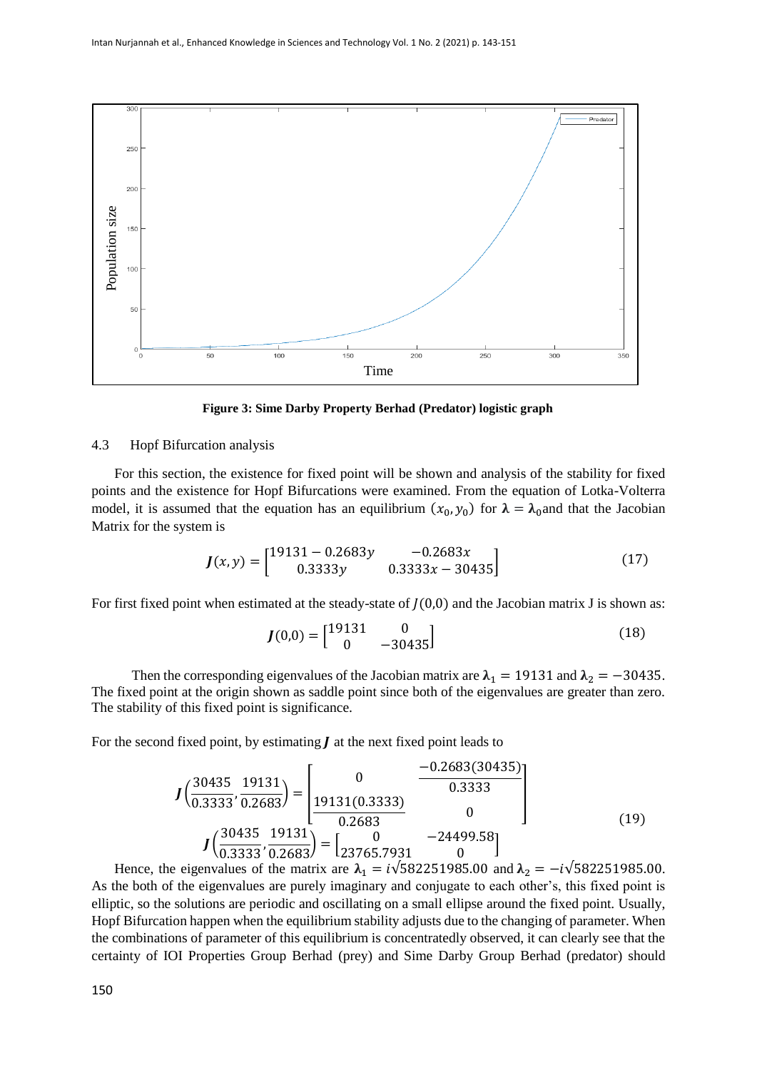**Figure 3: Sime Darby Property Berhad (Predator) logistic graph**

### 4.3 Hopf Bifurcation analysis

For this section, the existence for fixed point will be shown and analysis of the stability for fixed points and the existence for Hopf Bifurcations were examined. From the equation of Lotka-Volterra model, it is assumed that the equation has an equilibrium $(x_0, y_0)$ for $\boldsymbol{\lambda} = \boldsymbol{\lambda}_0$and that the Jacobian Matrix for the system is

$$\boldsymbol{J}(x, y) = \begin{bmatrix} 19131 - 0.2683y & -0.2683x \\ 0.3333y & 0.3333x - 30435 \end{bmatrix} \tag{17}$$

For first fixed point when estimated at the steady-state of $J(0,0)$ and the Jacobian matrix J is shown as:

$$\boldsymbol{J}(0,0) = \begin{bmatrix} 19131 & 0 \\ 0 & -30435 \end{bmatrix} \tag{18}$$

Then the corresponding eigenvalues of the Jacobian matrix are $\boldsymbol{\lambda}_1 = 19131$ and $\boldsymbol{\lambda}_2 = -30435$. The fixed point at the origin shown as saddle point since both of the eigenvalues are greater than zero. The stability of this fixed point is significance.

For the second fixed point, by estimating $\boldsymbol{J}$ at the next fixed point leads to

$$\boldsymbol{J}\left(\frac{30435}{0.3333}, \frac{19131}{0.2683}\right) = \begin{bmatrix} 0 & \dfrac{-0.2683(30435)}{0.3333} \\ \dfrac{19131(0.3333)}{0.2683} & 0 \end{bmatrix}$$
$$\boldsymbol{J}\left(\frac{30435}{0.3333}, \frac{19131}{0.2683}\right) = \begin{bmatrix} 0 & -24499.58 \\ 23765.7931 & 0 \end{bmatrix} \tag{19}$$

Hence, the eigenvalues of the matrix are $\boldsymbol{\lambda}_1 = i\sqrt{582251985.00}$ and $\boldsymbol{\lambda}_2 = -i\sqrt{582251985.00}$. As the both of the eigenvalues are purely imaginary and conjugate to each other's, this fixed point is elliptic, so the solutions are periodic and oscillating on a small ellipse around the fixed point. Usually, Hopf Bifurcation happen when the equilibrium stability adjusts due to the changing of parameter. When the combinations of parameter of this equilibrium is concentratedly observed, it can clearly see that the certainty of IOI Properties Group Berhad (prey) and Sime Darby Group Berhad (predator) should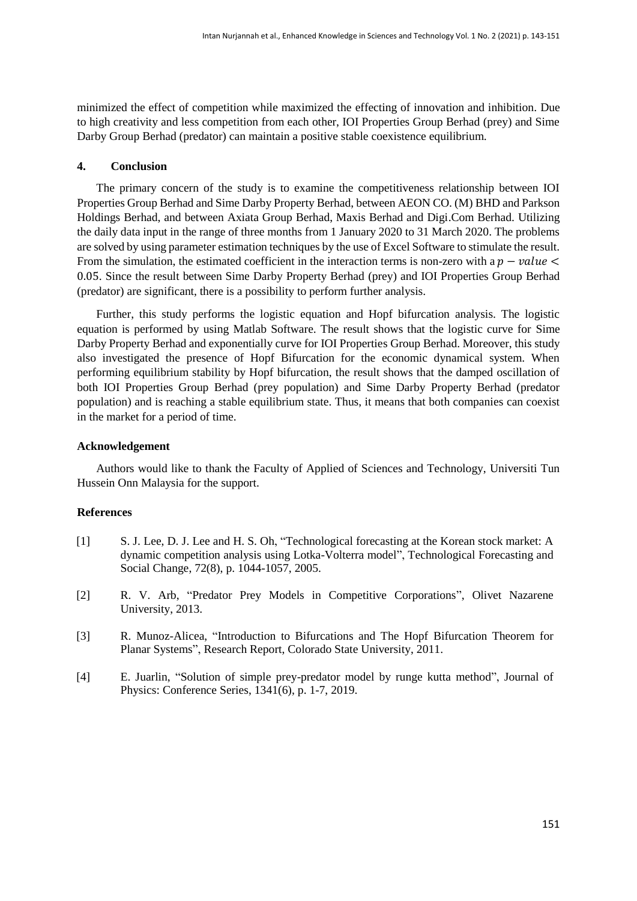minimized the effect of competition while maximized the effecting of innovation and inhibition. Due to high creativity and less competition from each other, IOI Properties Group Berhad (prey) and Sime Darby Group Berhad (predator) can maintain a positive stable coexistence equilibrium.

## 4. Conclusion

The primary concern of the study is to examine the competitiveness relationship between IOI Properties Group Berhad and Sime Darby Property Berhad, between AEON CO. (M) BHD and Parkson Holdings Berhad, and between Axiata Group Berhad, Maxis Berhad and Digi.Com Berhad. Utilizing the daily data input in the range of three months from 1 January 2020 to 31 March 2020. The problems are solved by using parameter estimation techniques by the use of Excel Software to stimulate the result. From the simulation, the estimated coefficient in the interaction terms is non-zero with a $p - value < 0.05$. Since the result between Sime Darby Property Berhad (prey) and IOI Properties Group Berhad (predator) are significant, there is a possibility to perform further analysis.

Further, this study performs the logistic equation and Hopf bifurcation analysis. The logistic equation is performed by using Matlab Software. The result shows that the logistic curve for Sime Darby Property Berhad and exponentially curve for IOI Properties Group Berhad. Moreover, this study also investigated the presence of Hopf Bifurcation for the economic dynamical system. When performing equilibrium stability by Hopf bifurcation, the result shows that the damped oscillation of both IOI Properties Group Berhad (prey population) and Sime Darby Property Berhad (predator population) and is reaching a stable equilibrium state. Thus, it means that both companies can coexist in the market for a period of time.

### Acknowledgement

Authors would like to thank the Faculty of Applied of Sciences and Technology, Universiti Tun Hussein Onn Malaysia for the support.

### References

[1] S. J. Lee, D. J. Lee and H. S. Oh, "Technological forecasting at the Korean stock market: A dynamic competition analysis using Lotka-Volterra model", Technological Forecasting and Social Change, 72(8), p. 1044-1057, 2005.

[2] R. V. Arb, "Predator Prey Models in Competitive Corporations", Olivet Nazarene University, 2013.

[3] R. Munoz-Alicea, "Introduction to Bifurcations and The Hopf Bifurcation Theorem for Planar Systems", Research Report, Colorado State University, 2011.

[4] E. Juarlin, "Solution of simple prey-predator model by runge kutta method", Journal of Physics: Conference Series, 1341(6), p. 1-7, 2019.